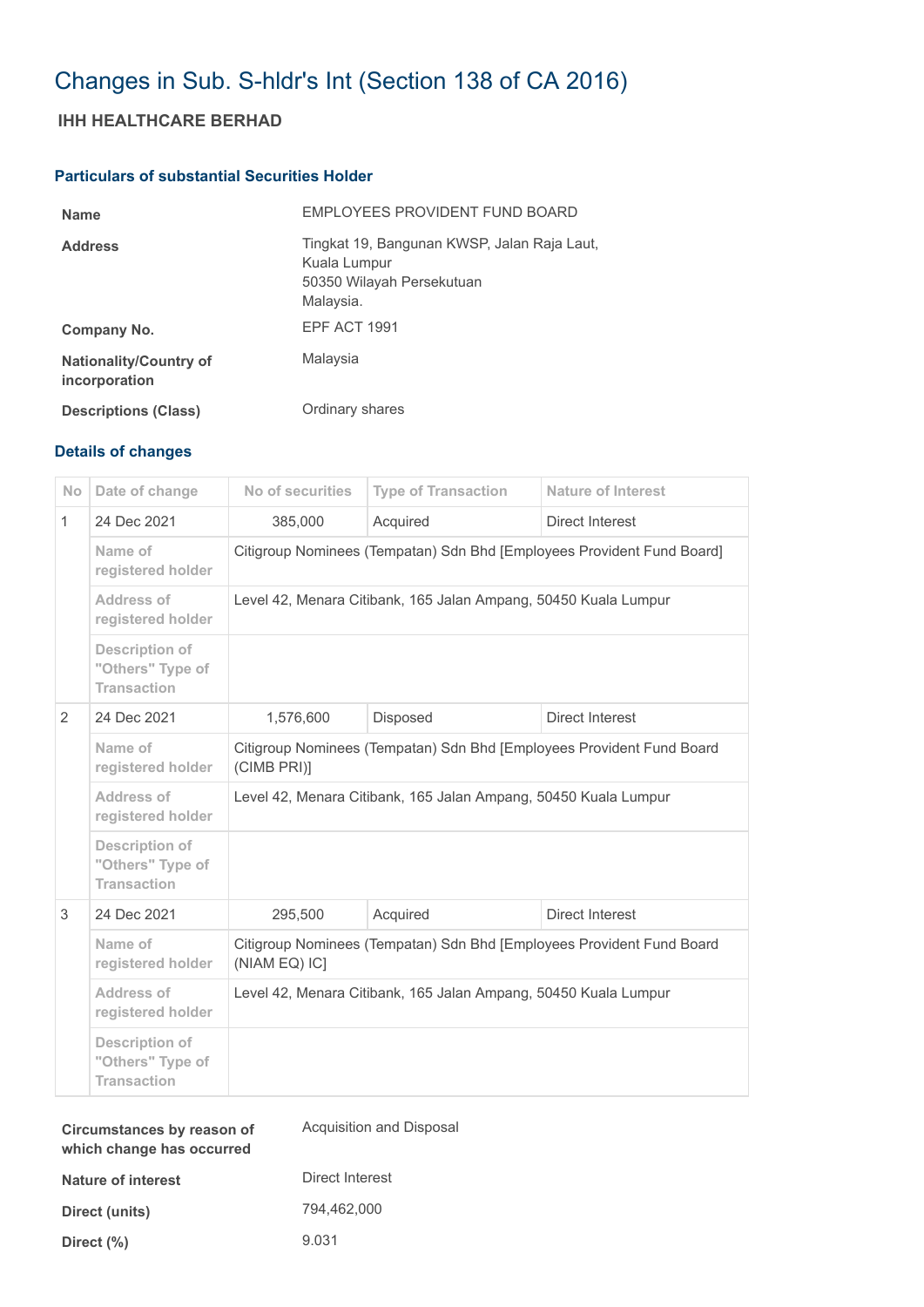# Changes in Sub. S-hldr's Int (Section 138 of CA 2016)

## IHH HEALTHCARE BERHAD

### Particulars of substantial Securities Holder

| | |
|---|---|
| **Name** | EMPLOYEES PROVIDENT FUND BOARD |
| **Address** | Tingkat 19, Bangunan KWSP, Jalan Raja Laut,<br>Kuala Lumpur<br>50350 Wilayah Persekutuan<br>Malaysia. |
| **Company No.** | EPF ACT 1991 |
| **Nationality/Country of incorporation** | Malaysia |
| **Descriptions (Class)** | Ordinary shares |

### Details of changes

| No | Date of change | No of securities | Type of Transaction | Nature of Interest |
|---|---|---|---|---|
| 1 | 24 Dec 2021 | 385,000 | Acquired | Direct Interest |
| | Name of registered holder | Citigroup Nominees (Tempatan) Sdn Bhd [Employees Provident Fund Board] | | |
| | Address of registered holder | Level 42, Menara Citibank, 165 Jalan Ampang, 50450 Kuala Lumpur | | |
| | Description of "Others" Type of Transaction | | | |
| 2 | 24 Dec 2021 | 1,576,600 | Disposed | Direct Interest |
| | Name of registered holder | Citigroup Nominees (Tempatan) Sdn Bhd [Employees Provident Fund Board (CIMB PRI)] | | |
| | Address of registered holder | Level 42, Menara Citibank, 165 Jalan Ampang, 50450 Kuala Lumpur | | |
| | Description of "Others" Type of Transaction | | | |
| 3 | 24 Dec 2021 | 295,500 | Acquired | Direct Interest |
| | Name of registered holder | Citigroup Nominees (Tempatan) Sdn Bhd [Employees Provident Fund Board (NIAM EQ) IC] | | |
| | Address of registered holder | Level 42, Menara Citibank, 165 Jalan Ampang, 50450 Kuala Lumpur | | |
| | Description of "Others" Type of Transaction | | | |

| | |
|---|---|
| **Circumstances by reason of which change has occurred** | Acquisition and Disposal |
| **Nature of interest** | Direct Interest |
| **Direct (units)** | 794,462,000 |
| **Direct (%)** | 9.031 |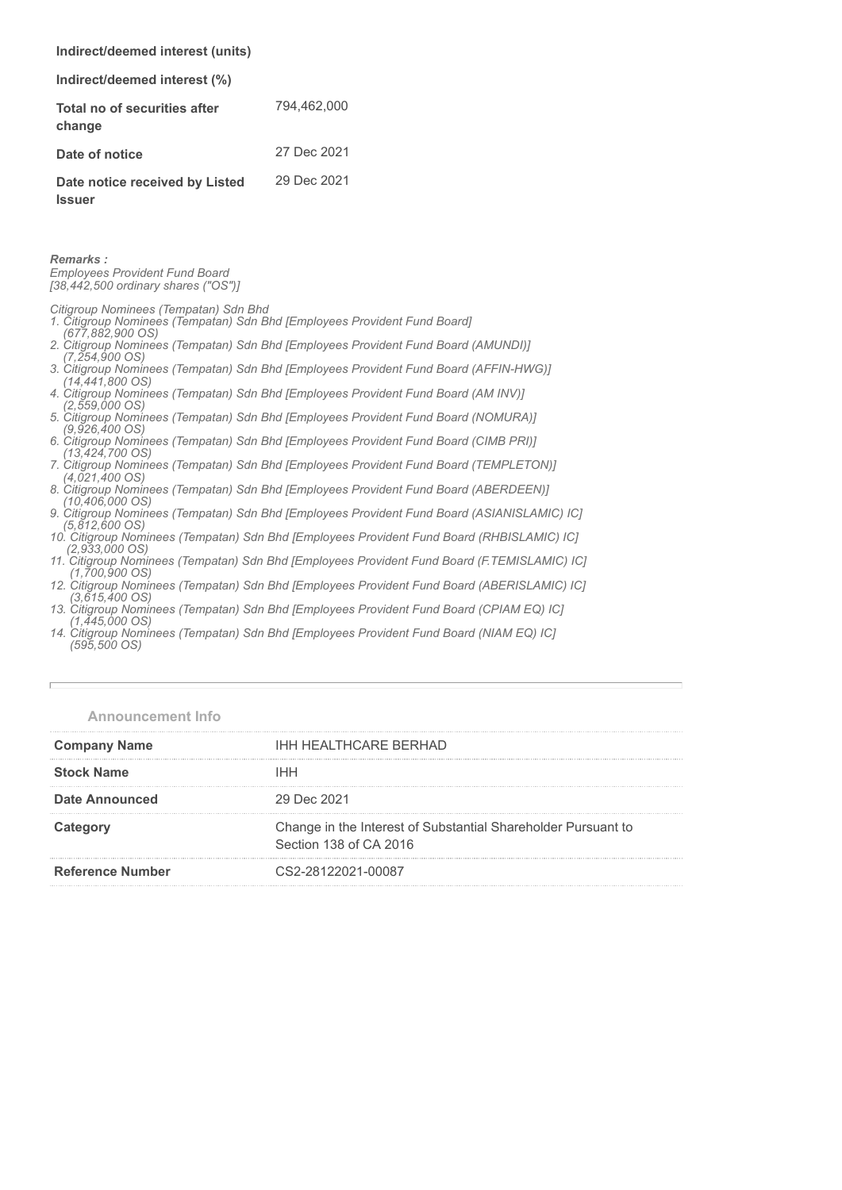| | |
|---|---|
| **Indirect/deemed interest (units)** | |
| **Indirect/deemed interest (%)** | |
| **Total no of securities after change** | 794,462,000 |
| **Date of notice** | 27 Dec 2021 |
| **Date notice received by Listed Issuer** | 29 Dec 2021 |

***Remarks :***

*Employees Provident Fund Board*
*[38,442,500 ordinary shares ("OS")]*

*Citigroup Nominees (Tempatan) Sdn Bhd*

1. *Citigroup Nominees (Tempatan) Sdn Bhd [Employees Provident Fund Board] (677,882,900 OS)*
2. *Citigroup Nominees (Tempatan) Sdn Bhd [Employees Provident Fund Board (AMUNDI)] (7,254,900 OS)*
3. *Citigroup Nominees (Tempatan) Sdn Bhd [Employees Provident Fund Board (AFFIN-HWG)] (14,441,800 OS)*
4. *Citigroup Nominees (Tempatan) Sdn Bhd [Employees Provident Fund Board (AM INV)] (2,559,000 OS)*
5. *Citigroup Nominees (Tempatan) Sdn Bhd [Employees Provident Fund Board (NOMURA)] (9,926,400 OS)*
6. *Citigroup Nominees (Tempatan) Sdn Bhd [Employees Provident Fund Board (CIMB PRI)] (13,424,700 OS)*
7. *Citigroup Nominees (Tempatan) Sdn Bhd [Employees Provident Fund Board (TEMPLETON)] (4,021,400 OS)*
8. *Citigroup Nominees (Tempatan) Sdn Bhd [Employees Provident Fund Board (ABERDEEN)] (10,406,000 OS)*
9. *Citigroup Nominees (Tempatan) Sdn Bhd [Employees Provident Fund Board (ASIANISLAMIC) IC] (5,812,600 OS)*
10. *Citigroup Nominees (Tempatan) Sdn Bhd [Employees Provident Fund Board (RHBISLAMIC) IC] (2,933,000 OS)*
11. *Citigroup Nominees (Tempatan) Sdn Bhd [Employees Provident Fund Board (F.TEMISLAMIC) IC] (1,700,900 OS)*
12. *Citigroup Nominees (Tempatan) Sdn Bhd [Employees Provident Fund Board (ABERISLAMIC) IC] (3,615,400 OS)*
13. *Citigroup Nominees (Tempatan) Sdn Bhd [Employees Provident Fund Board (CPIAM EQ) IC] (1,445,000 OS)*
14. *Citigroup Nominees (Tempatan) Sdn Bhd [Employees Provident Fund Board (NIAM EQ) IC] (595,500 OS)*

### Announcement Info

| | |
|---|---|
| **Company Name** | IHH HEALTHCARE BERHAD |
| **Stock Name** | IHH |
| **Date Announced** | 29 Dec 2021 |
| **Category** | Change in the Interest of Substantial Shareholder Pursuant to Section 138 of CA 2016 |
| **Reference Number** | CS2-28122021-00087 |